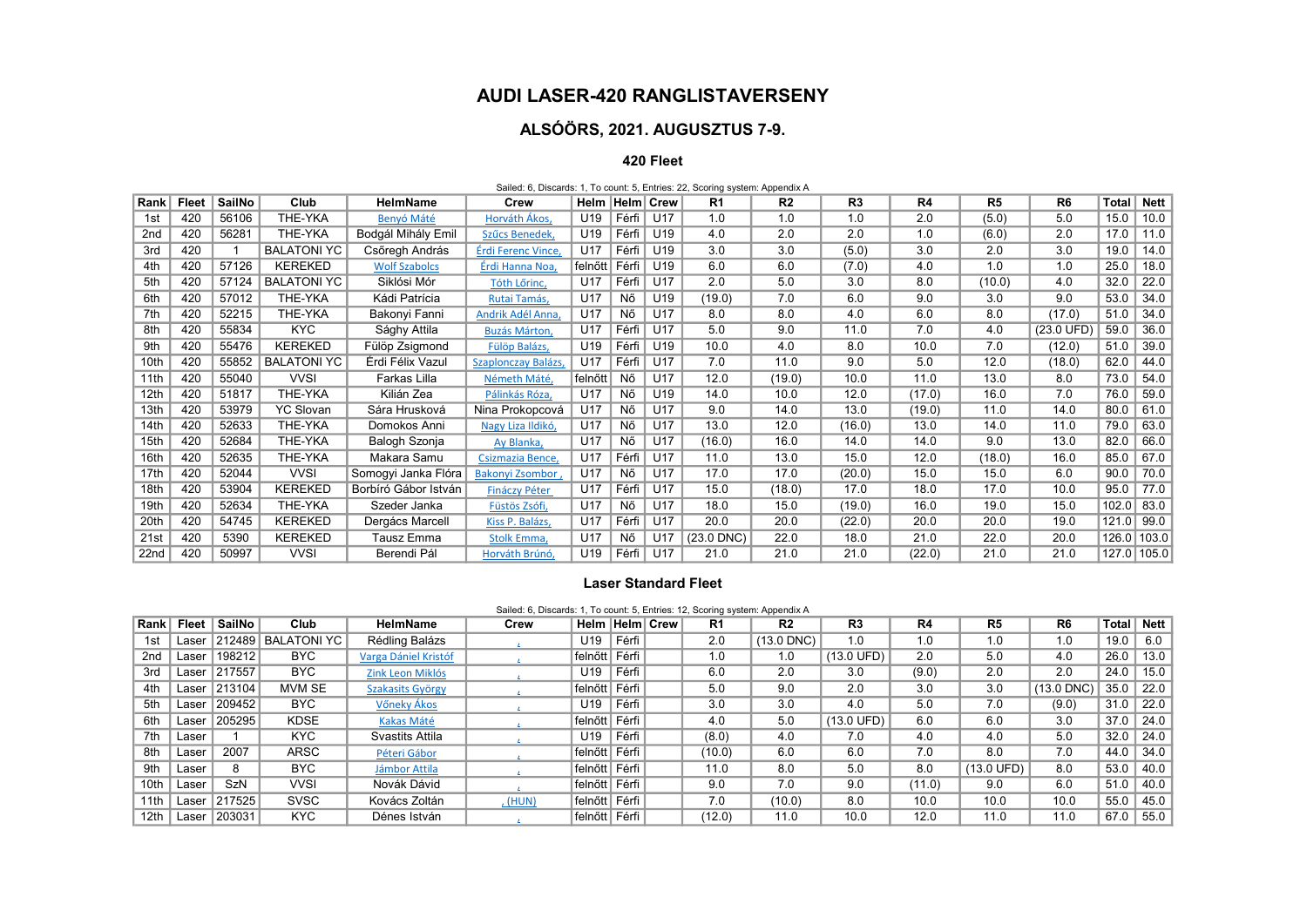# AUDI LASER-420 RANGLISTAVERSENY

## ALSÓÖRS, 2021. AUGUSZTUS 7-9.

### 420 Fleet

Sailed: 6, Discards: 1, To count: 5, Entries: 22, Scoring system: Appendix A

| Rank | Fleet | SailNo | Club | HelmName | Crew | Helm | Helm | Crew | R1 | R2 | R3 | R4 | R5 | R6 | Total | Nett |
|---|---|---|---|---|---|---|---|---|---|---|---|---|---|---|---|---|
| 1st | 420 | 56106 | THE-YKA | Benyó Máté | Horváth Ákos, | U19 | Férfi | U17 | 1.0 | 1.0 | 1.0 | 2.0 | (5.0) | 5.0 | 15.0 | 10.0 |
| 2nd | 420 | 56281 | THE-YKA | Bodgál Mihály Emil | Szűcs Benedek, | U19 | Férfi | U19 | 4.0 | 2.0 | 2.0 | 1.0 | (6.0) | 2.0 | 17.0 | 11.0 |
| 3rd | 420 | 1 | BALATONI YC | Csőregh András | Érdi Ferenc Vince, | U17 | Férfi | U19 | 3.0 | 3.0 | (5.0) | 3.0 | 2.0 | 3.0 | 19.0 | 14.0 |
| 4th | 420 | 57126 | KEREKED | Wolf Szabolcs | Érdi Hanna Noa, | felnőtt | Férfi | U19 | 6.0 | 6.0 | (7.0) | 4.0 | 1.0 | 1.0 | 25.0 | 18.0 |
| 5th | 420 | 57124 | BALATONI YC | Siklósi Mór | Tóth Lőrinc, | U17 | Férfi | U17 | 2.0 | 5.0 | 3.0 | 8.0 | (10.0) | 4.0 | 32.0 | 22.0 |
| 6th | 420 | 57012 | THE-YKA | Kádi Patrícia | Rutai Tamás, | U17 | Nő | U19 | (19.0) | 7.0 | 6.0 | 9.0 | 3.0 | 9.0 | 53.0 | 34.0 |
| 7th | 420 | 52215 | THE-YKA | Bakonyi Fanni | Andrik Adél Anna, | U17 | Nő | U17 | 8.0 | 8.0 | 4.0 | 6.0 | 8.0 | (17.0) | 51.0 | 34.0 |
| 8th | 420 | 55834 | KYC | Sághy Attila | Buzás Márton, | U17 | Férfi | U17 | 5.0 | 9.0 | 11.0 | 7.0 | 4.0 | (23.0 UFD) | 59.0 | 36.0 |
| 9th | 420 | 55476 | KEREKED | Fülöp Zsigmond | Fülöp Balázs, | U19 | Férfi | U19 | 10.0 | 4.0 | 8.0 | 10.0 | 7.0 | (12.0) | 51.0 | 39.0 |
| 10th | 420 | 55852 | BALATONI YC | Érdi Félix Vazul | Szaplonczay Balázs, | U17 | Férfi | U17 | 7.0 | 11.0 | 9.0 | 5.0 | 12.0 | (18.0) | 62.0 | 44.0 |
| 11th | 420 | 55040 | VVSI | Farkas Lilla | Németh Máté, | felnőtt | Nő | U17 | 12.0 | (19.0) | 10.0 | 11.0 | 13.0 | 8.0 | 73.0 | 54.0 |
| 12th | 420 | 51817 | THE-YKA | Kilián Zea | Pálinkás Róza, | U17 | Nő | U19 | 14.0 | 10.0 | 12.0 | (17.0) | 16.0 | 7.0 | 76.0 | 59.0 |
| 13th | 420 | 53979 | YC Slovan | Sára Hrusková | Nina Prokopcová | U17 | Nő | U17 | 9.0 | 14.0 | 13.0 | (19.0) | 11.0 | 14.0 | 80.0 | 61.0 |
| 14th | 420 | 52633 | THE-YKA | Domokos Anni | Nagy Liza Ildikó, | U17 | Nő | U17 | 13.0 | 12.0 | (16.0) | 13.0 | 14.0 | 11.0 | 79.0 | 63.0 |
| 15th | 420 | 52684 | THE-YKA | Balogh Szonja | Ay Blanka, | U17 | Nő | U17 | (16.0) | 16.0 | 14.0 | 14.0 | 9.0 | 13.0 | 82.0 | 66.0 |
| 16th | 420 | 52635 | THE-YKA | Makara Samu | Csizmazia Bence, | U17 | Férfi | U17 | 11.0 | 13.0 | 15.0 | 12.0 | (18.0) | 16.0 | 85.0 | 67.0 |
| 17th | 420 | 52044 | VVSI | Somogyi Janka Flóra | Bakonyi Zsombor , | U17 | Nő | U17 | 17.0 | 17.0 | (20.0) | 15.0 | 15.0 | 6.0 | 90.0 | 70.0 |
| 18th | 420 | 53904 | KEREKED | Borbíró Gábor István | Fináczy Péter | U17 | Férfi | U17 | 15.0 | (18.0) | 17.0 | 18.0 | 17.0 | 10.0 | 95.0 | 77.0 |
| 19th | 420 | 52634 | THE-YKA | Szeder Janka | Füstös Zsófi, | U17 | Nő | U17 | 18.0 | 15.0 | (19.0) | 16.0 | 19.0 | 15.0 | 102.0 | 83.0 |
| 20th | 420 | 54745 | KEREKED | Dergács Marcell | Kiss P. Balázs, | U17 | Férfi | U17 | 20.0 | 20.0 | (22.0) | 20.0 | 20.0 | 19.0 | 121.0 | 99.0 |
| 21st | 420 | 5390 | KEREKED | Tausz Emma | Stolk Emma, | U17 | Nő | U17 | (23.0 DNC) | 22.0 | 18.0 | 21.0 | 22.0 | 20.0 | 126.0 | 103.0 |
| 22nd | 420 | 50997 | VVSI | Berendi Pál | Horváth Brúnó, | U19 | Férfi | U17 | 21.0 | 21.0 | 21.0 | (22.0) | 21.0 | 21.0 | 127.0 | 105.0 |

### Laser Standard Fleet

Sailed: 6, Discards: 1, To count: 5, Entries: 12, Scoring system: Appendix A

| Rank | Fleet | SailNo | Club | HelmName | Crew | Helm | Helm | Crew | R1 | R2 | R3 | R4 | R5 | R6 | Total | Nett |
|---|---|---|---|---|---|---|---|---|---|---|---|---|---|---|---|---|
| 1st | Laser | 212489 | BALATONI YC | Rédling Balázs | , | U19 | Férfi | | 2.0 | (13.0 DNC) | 1.0 | 1.0 | 1.0 | 1.0 | 19.0 | 6.0 |
| 2nd | Laser | 198212 | BYC | Varga Dániel Kristóf | , | felnőtt | Férfi | | 1.0 | 1.0 | (13.0 UFD) | 2.0 | 5.0 | 4.0 | 26.0 | 13.0 |
| 3rd | Laser | 217557 | BYC | Zink Leon Miklós | , | U19 | Férfi | | 6.0 | 2.0 | 3.0 | (9.0) | 2.0 | 2.0 | 24.0 | 15.0 |
| 4th | Laser | 213104 | MVM SE | Szakasits György | , | felnőtt | Férfi | | 5.0 | 9.0 | 2.0 | 3.0 | 3.0 | (13.0 DNC) | 35.0 | 22.0 |
| 5th | Laser | 209452 | BYC | Vőneky Ákos | , | U19 | Férfi | | 3.0 | 3.0 | 4.0 | 5.0 | 7.0 | (9.0) | 31.0 | 22.0 |
| 6th | Laser | 205295 | KDSE | Kakas Máté | , | felnőtt | Férfi | | 4.0 | 5.0 | (13.0 UFD) | 6.0 | 6.0 | 3.0 | 37.0 | 24.0 |
| 7th | Laser | 1 | KYC | Svastits Attila | , | U19 | Férfi | | (8.0) | 4.0 | 7.0 | 4.0 | 4.0 | 5.0 | 32.0 | 24.0 |
| 8th | Laser | 2007 | ARSC | Péteri Gábor | , | felnőtt | Férfi | | (10.0) | 6.0 | 6.0 | 7.0 | 8.0 | 7.0 | 44.0 | 34.0 |
| 9th | Laser | 8 | BYC | Jámbor Attila | , | felnőtt | Férfi | | 11.0 | 8.0 | 5.0 | 8.0 | (13.0 UFD) | 8.0 | 53.0 | 40.0 |
| 10th | Laser | SzN | VVSI | Novák Dávid | , | felnőtt | Férfi | | 9.0 | 7.0 | 9.0 | (11.0) | 9.0 | 6.0 | 51.0 | 40.0 |
| 11th | Laser | 217525 | SVSC | Kovács Zoltán | , (HUN) | felnőtt | Férfi | | 7.0 | (10.0) | 8.0 | 10.0 | 10.0 | 10.0 | 55.0 | 45.0 |
| 12th | Laser | 203031 | KYC | Dénes István | , | felnőtt | Férfi | | (12.0) | 11.0 | 10.0 | 12.0 | 11.0 | 11.0 | 67.0 | 55.0 |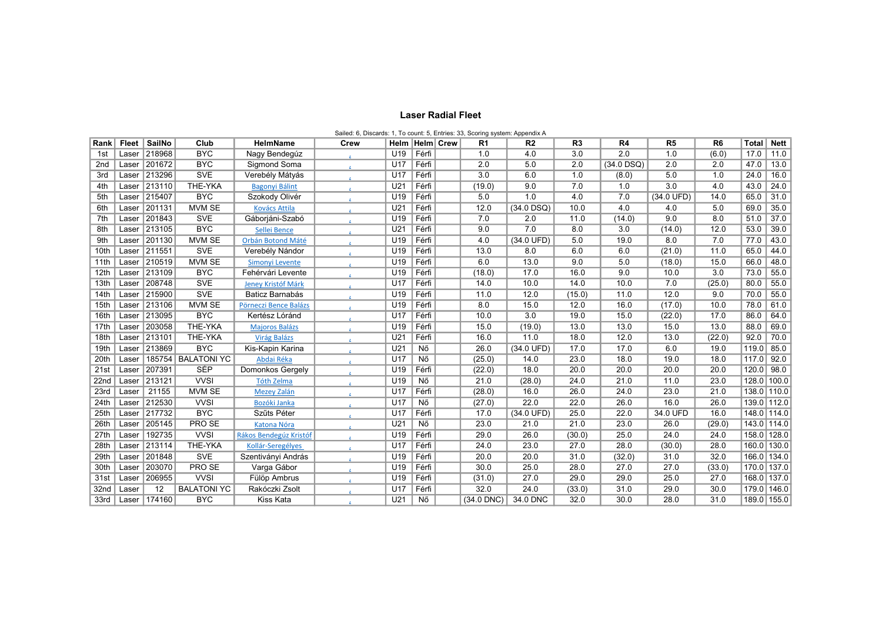# Laser Radial Fleet

Sailed: 6, Discards: 1, To count: 5, Entries: 33, Scoring system: Appendix A

| Rank | Fleet | SailNo | Club | HelmName | Crew | Helm | Helm | Crew | R1 | R2 | R3 | R4 | R5 | R6 | Total | Nett |
|---|---|---|---|---|---|---|---|---|---|---|---|---|---|---|---|---|
| 1st | Laser | 218968 | BYC | Nagy Bendegúz | | U19 | Férfi | | 1.0 | 4.0 | 3.0 | 2.0 | 1.0 | (6.0) | 17.0 | 11.0 |
| 2nd | Laser | 201672 | BYC | Sigmond Soma | | U17 | Férfi | | 2.0 | 5.0 | 2.0 | (34.0 DSQ) | 2.0 | 2.0 | 47.0 | 13.0 |
| 3rd | Laser | 213296 | SVE | Verebély Mátyás | | U17 | Férfi | | 3.0 | 6.0 | 1.0 | (8.0) | 5.0 | 1.0 | 24.0 | 16.0 |
| 4th | Laser | 213110 | THE-YKA | Bagonyi Bálint | | U21 | Férfi | | (19.0) | 9.0 | 7.0 | 1.0 | 3.0 | 4.0 | 43.0 | 24.0 |
| 5th | Laser | 215407 | BYC | Szokody Olivér | | U19 | Férfi | | 5.0 | 1.0 | 4.0 | 7.0 | (34.0 UFD) | 14.0 | 65.0 | 31.0 |
| 6th | Laser | 201131 | MVM SE | Kovács Attila | | U21 | Férfi | | 12.0 | (34.0 DSQ) | 10.0 | 4.0 | 4.0 | 5.0 | 69.0 | 35.0 |
| 7th | Laser | 201843 | SVE | Gáborjáni-Szabó | | U19 | Férfi | | 7.0 | 2.0 | 11.0 | (14.0) | 9.0 | 8.0 | 51.0 | 37.0 |
| 8th | Laser | 213105 | BYC | Sellei Bence | | U21 | Férfi | | 9.0 | 7.0 | 8.0 | 3.0 | (14.0) | 12.0 | 53.0 | 39.0 |
| 9th | Laser | 201130 | MVM SE | Orbán Botond Máté | | U19 | Férfi | | 4.0 | (34.0 UFD) | 5.0 | 19.0 | 8.0 | 7.0 | 77.0 | 43.0 |
| 10th | Laser | 211551 | SVE | Verebély Nándor | | U19 | Férfi | | 13.0 | 8.0 | 6.0 | 6.0 | (21.0) | 11.0 | 65.0 | 44.0 |
| 11th | Laser | 210519 | MVM SE | Simonyi Levente | | U19 | Férfi | | 6.0 | 13.0 | 9.0 | 5.0 | (18.0) | 15.0 | 66.0 | 48.0 |
| 12th | Laser | 213109 | BYC | Fehérvári Levente | | U19 | Férfi | | (18.0) | 17.0 | 16.0 | 9.0 | 10.0 | 3.0 | 73.0 | 55.0 |
| 13th | Laser | 208748 | SVE | Jeney Kristóf Márk | | U17 | Férfi | | 14.0 | 10.0 | 14.0 | 10.0 | 7.0 | (25.0) | 80.0 | 55.0 |
| 14th | Laser | 215900 | SVE | Baticz Barnabás | | U19 | Férfi | | 11.0 | 12.0 | (15.0) | 11.0 | 12.0 | 9.0 | 70.0 | 55.0 |
| 15th | Laser | 213106 | MVM SE | Pörneczi Bence Balázs | | U19 | Férfi | | 8.0 | 15.0 | 12.0 | 16.0 | (17.0) | 10.0 | 78.0 | 61.0 |
| 16th | Laser | 213095 | BYC | Kertész Lóránd | | U17 | Férfi | | 10.0 | 3.0 | 19.0 | 15.0 | (22.0) | 17.0 | 86.0 | 64.0 |
| 17th | Laser | 203058 | THE-YKA | Majoros Balázs | | U19 | Férfi | | 15.0 | (19.0) | 13.0 | 13.0 | 15.0 | 13.0 | 88.0 | 69.0 |
| 18th | Laser | 213101 | THE-YKA | Virág Balázs | | U21 | Férfi | | 16.0 | 11.0 | 18.0 | 12.0 | 13.0 | (22.0) | 92.0 | 70.0 |
| 19th | Laser | 213869 | BYC | Kis-Kapin Karina | | U21 | Nő | | 26.0 | (34.0 UFD) | 17.0 | 17.0 | 6.0 | 19.0 | 119.0 | 85.0 |
| 20th | Laser | 185754 | BALATONI YC | Abdai Réka | | U17 | Nő | | (25.0) | 14.0 | 23.0 | 18.0 | 19.0 | 18.0 | 117.0 | 92.0 |
| 21st | Laser | 207391 | SEP | Domonkos Gergely | | U19 | Férfi | | (22.0) | 18.0 | 20.0 | 20.0 | 20.0 | 20.0 | 120.0 | 98.0 |
| 22nd | Laser | 213121 | VVSI | Tóth Zelma | | U19 | Nő | | 21.0 | (28.0) | 24.0 | 21.0 | 11.0 | 23.0 | 128.0 | 100.0 |
| 23rd | Laser | 21155 | MVM SE | Mezey Zalán | | U17 | Férfi | | (28.0) | 16.0 | 26.0 | 24.0 | 23.0 | 21.0 | 138.0 | 110.0 |
| 24th | Laser | 212530 | VVSI | Bozóki Janka | | U17 | Nő | | (27.0) | 22.0 | 22.0 | 26.0 | 16.0 | 26.0 | 139.0 | 112.0 |
| 25th | Laser | 217732 | BYC | Szűts Péter | | U17 | Férfi | | 17.0 | (34.0 UFD) | 25.0 | 22.0 | 34.0 UFD | 16.0 | 148.0 | 114.0 |
| 26th | Laser | 205145 | PRO SE | Katona Nóra | | U21 | Nő | | 23.0 | 21.0 | 21.0 | 23.0 | 26.0 | (29.0) | 143.0 | 114.0 |
| 27th | Laser | 192735 | VVSI | Rákos Bendegúz Kristóf | | U19 | Férfi | | 29.0 | 26.0 | (30.0) | 25.0 | 24.0 | 24.0 | 158.0 | 128.0 |
| 28th | Laser | 213114 | THE-YKA | Kollár-Seregélyes | | U17 | Férfi | | 24.0 | 23.0 | 27.0 | 28.0 | (30.0) | 28.0 | 160.0 | 130.0 |
| 29th | Laser | 201848 | SVE | Szentiványi András | | U19 | Férfi | | 20.0 | 20.0 | 31.0 | (32.0) | 31.0 | 32.0 | 166.0 | 134.0 |
| 30th | Laser | 203070 | PRO SE | Varga Gábor | | U19 | Férfi | | 30.0 | 25.0 | 28.0 | 27.0 | 27.0 | (33.0) | 170.0 | 137.0 |
| 31st | Laser | 206955 | VVSI | Fülöp Ambrus | | U19 | Férfi | | (31.0) | 27.0 | 29.0 | 29.0 | 25.0 | 27.0 | 168.0 | 137.0 |
| 32nd | Laser | 12 | BALATONI YC | Rakóczki Zsolt | | U17 | Férfi | | 32.0 | 24.0 | (33.0) | 31.0 | 29.0 | 30.0 | 179.0 | 146.0 |
| 33rd | Laser | 174160 | BYC | Kiss Kata | | U21 | Nő | | (34.0 DNC) | 34.0 DNC | 32.0 | 30.0 | 28.0 | 31.0 | 189.0 | 155.0 |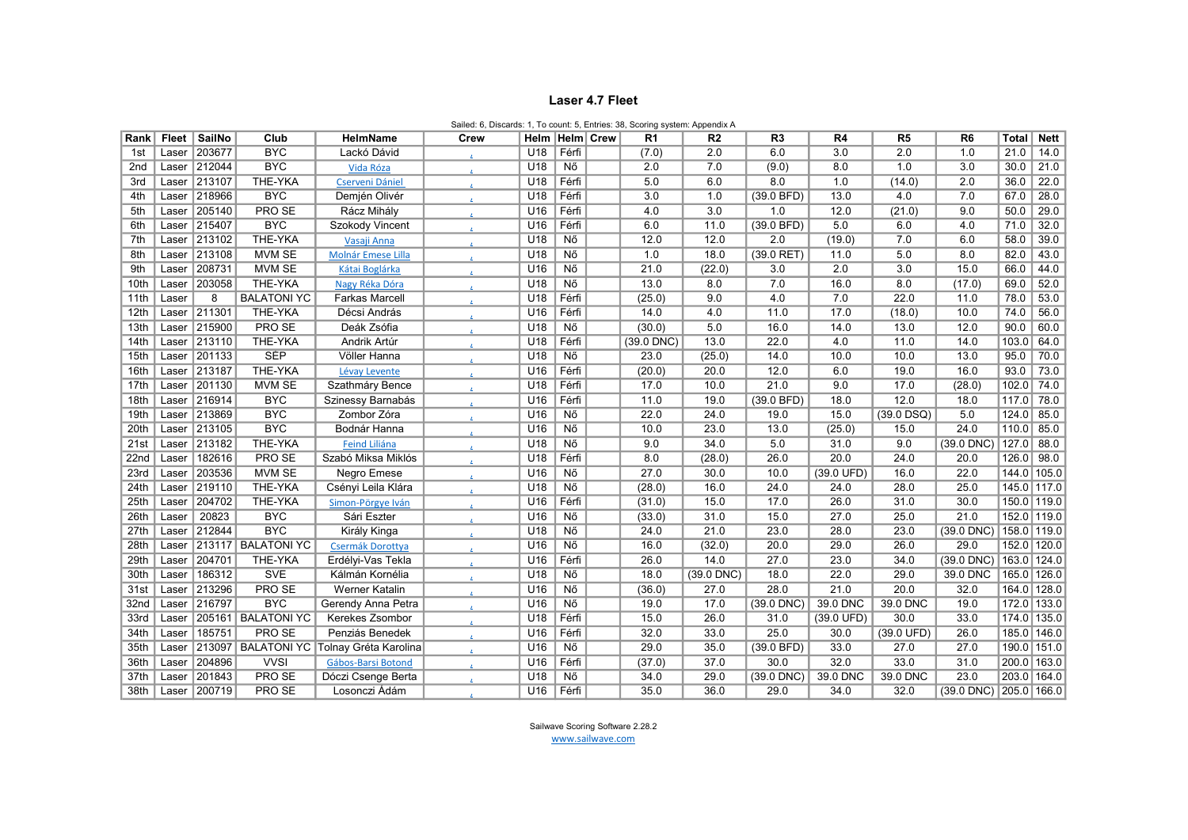# Laser 4.7 Fleet

Sailed: 6, Discards: 1, To count: 5, Entries: 38, Scoring system: Appendix A

| Rank | Fleet | SailNo | Club | HelmName | Crew | Helm | Helm | Crew | R1 | R2 | R3 | R4 | R5 | R6 | Total | Nett |
|---|---|---|---|---|---|---|---|---|---|---|---|---|---|---|---|---|
| 1st | Laser | 203677 | BYC | Lackó Dávid | , | U18 | Férfi | | (7.0) | 2.0 | 6.0 | 3.0 | 2.0 | 1.0 | 21.0 | 14.0 |
| 2nd | Laser | 212044 | BYC | Vida Róza | , | U18 | Nő | | 2.0 | 7.0 | (9.0) | 8.0 | 1.0 | 3.0 | 30.0 | 21.0 |
| 3rd | Laser | 213107 | THE-YKA | Cserveni Dániel | , | U18 | Férfi | | 5.0 | 6.0 | 8.0 | 1.0 | (14.0) | 2.0 | 36.0 | 22.0 |
| 4th | Laser | 218966 | BYC | Demjén Olivér | , | U18 | Férfi | | 3.0 | 1.0 | (39.0 BFD) | 13.0 | 4.0 | 7.0 | 67.0 | 28.0 |
| 5th | Laser | 205140 | PRO SE | Rácz Mihály | , | U16 | Férfi | | 4.0 | 3.0 | 1.0 | 12.0 | (21.0) | 9.0 | 50.0 | 29.0 |
| 6th | Laser | 215407 | BYC | Szokody Vincent | , | U16 | Férfi | | 6.0 | 11.0 | (39.0 BFD) | 5.0 | 6.0 | 4.0 | 71.0 | 32.0 |
| 7th | Laser | 213102 | THE-YKA | Vasaji Anna | , | U18 | Nő | | 12.0 | 12.0 | 2.0 | (19.0) | 7.0 | 6.0 | 58.0 | 39.0 |
| 8th | Laser | 213108 | MVM SE | Molnár Emese Lilla | , | U18 | Nő | | 1.0 | 18.0 | (39.0 RET) | 11.0 | 5.0 | 8.0 | 82.0 | 43.0 |
| 9th | Laser | 208731 | MVM SE | Kátai Boglárka | , | U16 | Nő | | 21.0 | (22.0) | 3.0 | 2.0 | 3.0 | 15.0 | 66.0 | 44.0 |
| 10th | Laser | 203058 | THE-YKA | Nagy Réka Dóra | , | U18 | Nő | | 13.0 | 8.0 | 7.0 | 16.0 | 8.0 | (17.0) | 69.0 | 52.0 |
| 11th | Laser | 8 | BALATONI YC | Farkas Marcell | , | U18 | Férfi | | (25.0) | 9.0 | 4.0 | 7.0 | 22.0 | 11.0 | 78.0 | 53.0 |
| 12th | Laser | 211301 | THE-YKA | Décsi András | , | U16 | Férfi | | 14.0 | 4.0 | 11.0 | 17.0 | (18.0) | 10.0 | 74.0 | 56.0 |
| 13th | Laser | 215900 | PRO SE | Deák Zsófia | , | U18 | Nő | | (30.0) | 5.0 | 16.0 | 14.0 | 13.0 | 12.0 | 90.0 | 60.0 |
| 14th | Laser | 213110 | THE-YKA | Andrik Artúr | , | U18 | Férfi | | (39.0 DNC) | 13.0 | 22.0 | 4.0 | 11.0 | 14.0 | 103.0 | 64.0 |
| 15th | Laser | 201133 | SEP | Völler Hanna | , | U18 | Nő | | 23.0 | (25.0) | 14.0 | 10.0 | 10.0 | 13.0 | 95.0 | 70.0 |
| 16th | Laser | 213187 | THE-YKA | Lévay Levente | , | U16 | Férfi | | (20.0) | 20.0 | 12.0 | 6.0 | 19.0 | 16.0 | 93.0 | 73.0 |
| 17th | Laser | 201130 | MVM SE | Szathmáry Bence | , | U18 | Férfi | | 17.0 | 10.0 | 21.0 | 9.0 | 17.0 | (28.0) | 102.0 | 74.0 |
| 18th | Laser | 216914 | BYC | Szinessy Barnabás | , | U16 | Férfi | | 11.0 | 19.0 | (39.0 BFD) | 18.0 | 12.0 | 18.0 | 117.0 | 78.0 |
| 19th | Laser | 213869 | BYC | Zombor Zóra | , | U16 | Nő | | 22.0 | 24.0 | 19.0 | 15.0 | (39.0 DSQ) | 5.0 | 124.0 | 85.0 |
| 20th | Laser | 213105 | BYC | Bodnár Hanna | , | U16 | Nő | | 10.0 | 23.0 | 13.0 | (25.0) | 15.0 | 24.0 | 110.0 | 85.0 |
| 21st | Laser | 213182 | THE-YKA | Feind Liliána | , | U18 | Nő | | 9.0 | 34.0 | 5.0 | 31.0 | 9.0 | (39.0 DNC) | 127.0 | 88.0 |
| 22nd | Laser | 182616 | PRO SE | Szabó Miksa Miklós | , | U18 | Férfi | | 8.0 | (28.0) | 26.0 | 20.0 | 24.0 | 20.0 | 126.0 | 98.0 |
| 23rd | Laser | 203536 | MVM SE | Negro Emese | , | U16 | Nő | | 27.0 | 30.0 | 10.0 | (39.0 UFD) | 16.0 | 22.0 | 144.0 | 105.0 |
| 24th | Laser | 219110 | THE-YKA | Csényi Leila Klára | , | U18 | Nő | | (28.0) | 16.0 | 24.0 | 24.0 | 28.0 | 25.0 | 145.0 | 117.0 |
| 25th | Laser | 204702 | THE-YKA | Simon-Pörgye Iván | , | U16 | Férfi | | (31.0) | 15.0 | 17.0 | 26.0 | 31.0 | 30.0 | 150.0 | 119.0 |
| 26th | Laser | 20823 | BYC | Sári Eszter | , | U16 | Nő | | (33.0) | 31.0 | 15.0 | 27.0 | 25.0 | 21.0 | 152.0 | 119.0 |
| 27th | Laser | 212844 | BYC | Király Kinga | , | U18 | Nő | | 24.0 | 21.0 | 23.0 | 28.0 | 23.0 | (39.0 DNC) | 158.0 | 119.0 |
| 28th | Laser | 213117 | BALATONI YC | Csermák Dorottya | , | U16 | Nő | | 16.0 | (32.0) | 20.0 | 29.0 | 26.0 | 29.0 | 152.0 | 120.0 |
| 29th | Laser | 204701 | THE-YKA | Erdélyi-Vas Tekla | , | U16 | Férfi | | 26.0 | 14.0 | 27.0 | 23.0 | 34.0 | (39.0 DNC) | 163.0 | 124.0 |
| 30th | Laser | 186312 | SVE | Kálmán Kornélia | , | U18 | Nő | | 18.0 | (39.0 DNC) | 18.0 | 22.0 | 29.0 | 39.0 DNC | 165.0 | 126.0 |
| 31st | Laser | 213296 | PRO SE | Werner Katalin | , | U16 | Nő | | (36.0) | 27.0 | 28.0 | 21.0 | 20.0 | 32.0 | 164.0 | 128.0 |
| 32nd | Laser | 216797 | BYC | Gerendy Anna Petra | , | U16 | Nő | | 19.0 | 17.0 | (39.0 DNC) | 39.0 DNC | 39.0 DNC | 19.0 | 172.0 | 133.0 |
| 33rd | Laser | 205161 | BALATONI YC | Kerekes Zsombor | , | U18 | Férfi | | 15.0 | 26.0 | 31.0 | (39.0 UFD) | 30.0 | 33.0 | 174.0 | 135.0 |
| 34th | Laser | 185751 | PRO SE | Penziás Benedek | , | U16 | Férfi | | 32.0 | 33.0 | 25.0 | 30.0 | (39.0 UFD) | 26.0 | 185.0 | 146.0 |
| 35th | Laser | 213097 | BALATONI YC | Tolnay Gréta Karolina | , | U16 | Nő | | 29.0 | 35.0 | (39.0 BFD) | 33.0 | 27.0 | 27.0 | 190.0 | 151.0 |
| 36th | Laser | 204896 | VVSI | Gábos-Barsi Botond | , | U16 | Férfi | | (37.0) | 37.0 | 30.0 | 32.0 | 33.0 | 31.0 | 200.0 | 163.0 |
| 37th | Laser | 201843 | PRO SE | Dóczi Csenge Berta | , | U18 | Nő | | 34.0 | 29.0 | (39.0 DNC) | 39.0 DNC | 39.0 DNC | 23.0 | 203.0 | 164.0 |
| 38th | Laser | 200719 | PRO SE | Losonczi Ádám | , | U16 | Férfi | | 35.0 | 36.0 | 29.0 | 34.0 | 32.0 | (39.0 DNC) | 205.0 | 166.0 |

Sailwave Scoring Software 2.28.2
www.sailwave.com